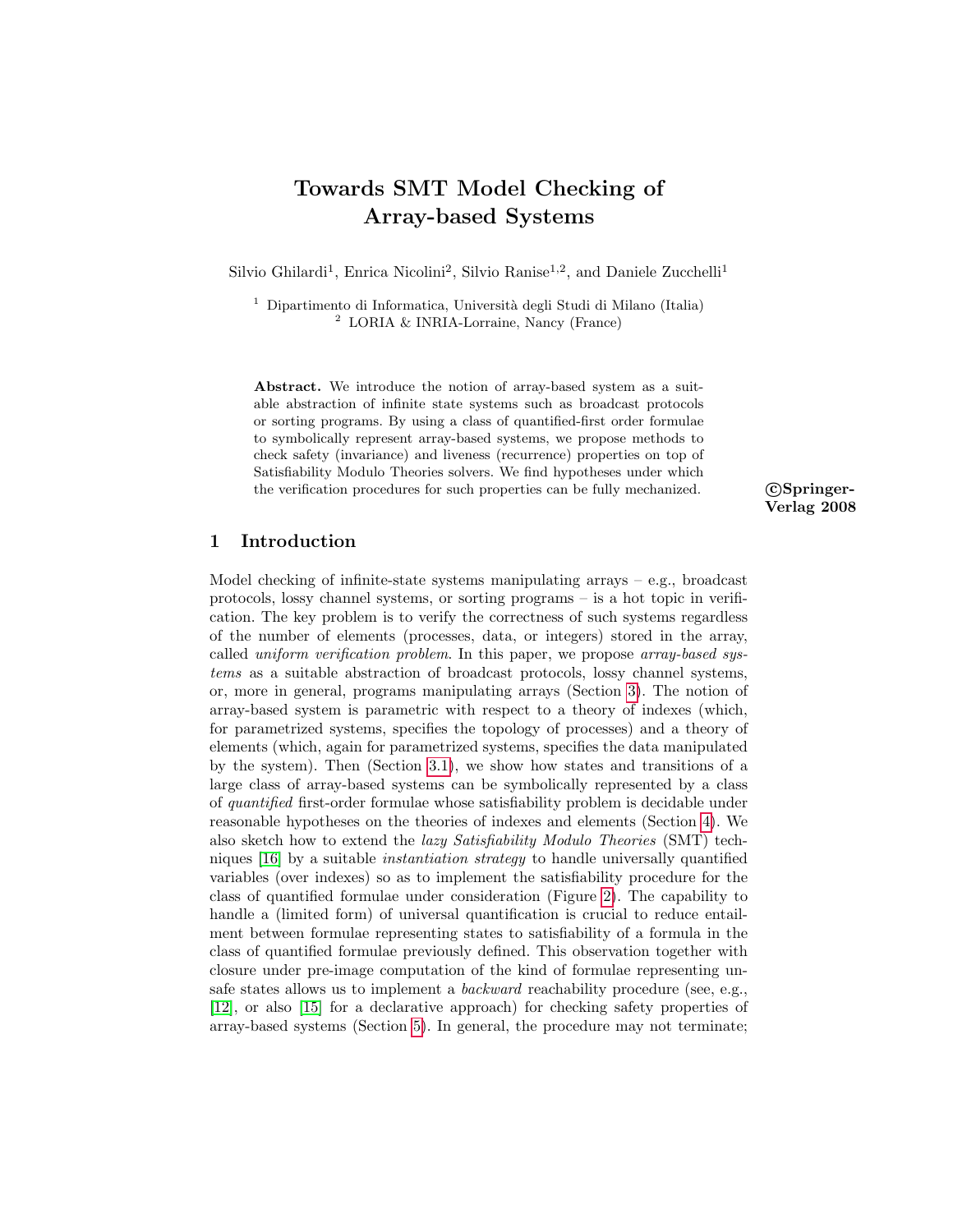# Towards SMT Model Checking of Array-based Systems

Silvio Ghilardi[1], Enrica Nicolini[2], Silvio Ranise[1,2], and Daniele Zucchelli[1]

[1] Dipartimento di Informatica, Università degli Studi di Milano (Italia)
[2] LORIA & INRIA-Lorraine, Nancy (France)

**Abstract.** We introduce the notion of array-based system as a suitable abstraction of infinite state systems such as broadcast protocols or sorting programs. By using a class of quantified-first order formulae to symbolically represent array-based systems, we propose methods to check safety (invariance) and liveness (recurrence) properties on top of Satisfiability Modulo Theories solvers. We find hypotheses under which the verification procedures for such properties can be fully mechanized.

**©Springer-Verlag 2008**

## 1 Introduction

Model checking of infinite-state systems manipulating arrays – e.g., broadcast protocols, lossy channel systems, or sorting programs – is a hot topic in verification. The key problem is to verify the correctness of such systems regardless of the number of elements (processes, data, or integers) stored in the array, called *uniform verification problem*. In this paper, we propose *array-based systems* as a suitable abstraction of broadcast protocols, lossy channel systems, or, more in general, programs manipulating arrays (Section 3). The notion of array-based system is parametric with respect to a theory of indexes (which, for parametrized systems, specifies the topology of processes) and a theory of elements (which, again for parametrized systems, specifies the data manipulated by the system). Then (Section 3.1), we show how states and transitions of a large class of array-based systems can be symbolically represented by a class of *quantified* first-order formulae whose satisfiability problem is decidable under reasonable hypotheses on the theories of indexes and elements (Section 4). We also sketch how to extend the *lazy Satisfiability Modulo Theories* (SMT) techniques [16] by a suitable *instantiation strategy* to handle universally quantified variables (over indexes) so as to implement the satisfiability procedure for the class of quantified formulae under consideration (Figure 2). The capability to handle a (limited form) of universal quantification is crucial to reduce entailment between formulae representing states to satisfiability of a formula in the class of quantified formulae previously defined. This observation together with closure under pre-image computation of the kind of formulae representing unsafe states allows us to implement a *backward* reachability procedure (see, e.g., [12], or also [15] for a declarative approach) for checking safety properties of array-based systems (Section 5). In general, the procedure may not terminate;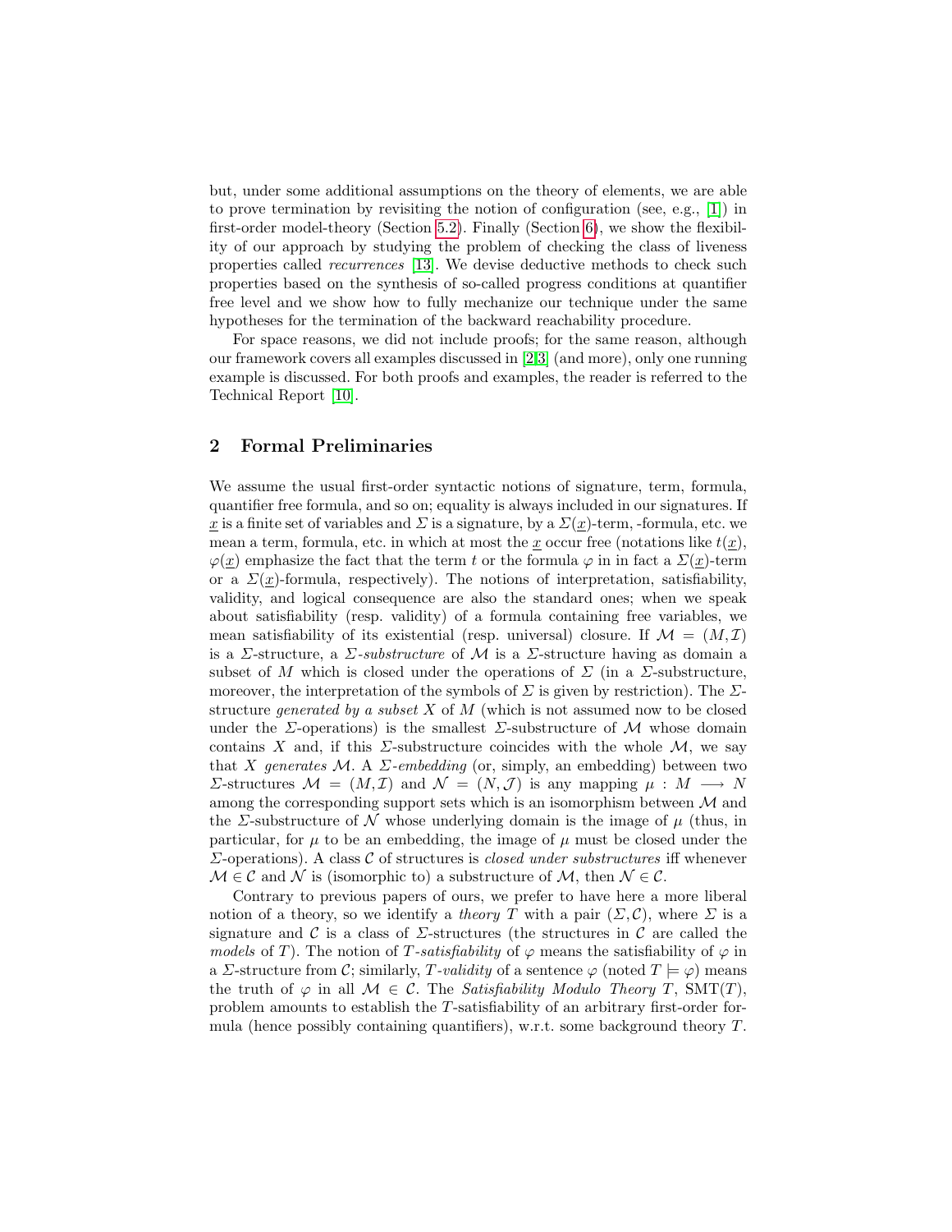but, under some additional assumptions on the theory of elements, we are able to prove termination by revisiting the notion of configuration (see, e.g., [1]) in first-order model-theory (Section 5.2). Finally (Section 6), we show the flexibility of our approach by studying the problem of checking the class of liveness properties called *recurrences* [13]. We devise deductive methods to check such properties based on the synthesis of so-called progress conditions at quantifier free level and we show how to fully mechanize our technique under the same hypotheses for the termination of the backward reachability procedure.

For space reasons, we did not include proofs; for the same reason, although our framework covers all examples discussed in [2,3] (and more), only one running example is discussed. For both proofs and examples, the reader is referred to the Technical Report [10].

## 2 Formal Preliminaries

We assume the usual first-order syntactic notions of signature, term, formula, quantifier free formula, and so on; equality is always included in our signatures. If $\underline{x}$ is a finite set of variables and $\Sigma$ is a signature, by a $\Sigma(\underline{x})$-term, -formula, etc. we mean a term, formula, etc. in which at most the $\underline{x}$ occur free (notations like $t(\underline{x})$, $\varphi(\underline{x})$ emphasize the fact that the term $t$ or the formula $\varphi$ in in fact a $\Sigma(\underline{x})$-term or a $\Sigma(\underline{x})$-formula, respectively). The notions of interpretation, satisfiability, validity, and logical consequence are also the standard ones; when we speak about satisfiability (resp. validity) of a formula containing free variables, we mean satisfiability of its existential (resp. universal) closure. If $\mathcal{M} = (M, \mathcal{I})$ is a $\Sigma$-structure, a *$\Sigma$-substructure* of $\mathcal{M}$ is a $\Sigma$-structure having as domain a subset of $M$ which is closed under the operations of $\Sigma$ (in a $\Sigma$-substructure, moreover, the interpretation of the symbols of $\Sigma$ is given by restriction). The $\Sigma$-structure *generated by a subset* $X$ of $M$ (which is not assumed now to be closed under the $\Sigma$-operations) is the smallest $\Sigma$-substructure of $\mathcal{M}$ whose domain contains $X$ and, if this $\Sigma$-substructure coincides with the whole $\mathcal{M}$, we say that $X$ *generates* $\mathcal{M}$. A *$\Sigma$-embedding* (or, simply, an embedding) between two $\Sigma$-structures $\mathcal{M} = (M, \mathcal{I})$ and $\mathcal{N} = (N, \mathcal{J})$ is any mapping $\mu : M \longrightarrow N$ among the corresponding support sets which is an isomorphism between $\mathcal{M}$ and the $\Sigma$-substructure of $\mathcal{N}$ whose underlying domain is the image of $\mu$ (thus, in particular, for $\mu$ to be an embedding, the image of $\mu$ must be closed under the $\Sigma$-operations). A class $\mathcal{C}$ of structures is *closed under substructures* iff whenever $\mathcal{M} \in \mathcal{C}$ and $\mathcal{N}$ is (isomorphic to) a substructure of $\mathcal{M}$, then $\mathcal{N} \in \mathcal{C}$.

Contrary to previous papers of ours, we prefer to have here a more liberal notion of a theory, so we identify a *theory* $T$ with a pair $(\Sigma, \mathcal{C})$, where $\Sigma$ is a signature and $\mathcal{C}$ is a class of $\Sigma$-structures (the structures in $\mathcal{C}$ are called the *models* of $T$). The notion of *$T$-satisfiability* of $\varphi$ means the satisfiability of $\varphi$ in a $\Sigma$-structure from $\mathcal{C}$; similarly, *$T$-validity* of a sentence $\varphi$ (noted $T \models \varphi$) means the truth of $\varphi$ in all $\mathcal{M} \in \mathcal{C}$. The *Satisfiability Modulo Theory* $T$, SMT($T$), problem amounts to establish the $T$-satisfiability of an arbitrary first-order formula (hence possibly containing quantifiers), w.r.t. some background theory $T$.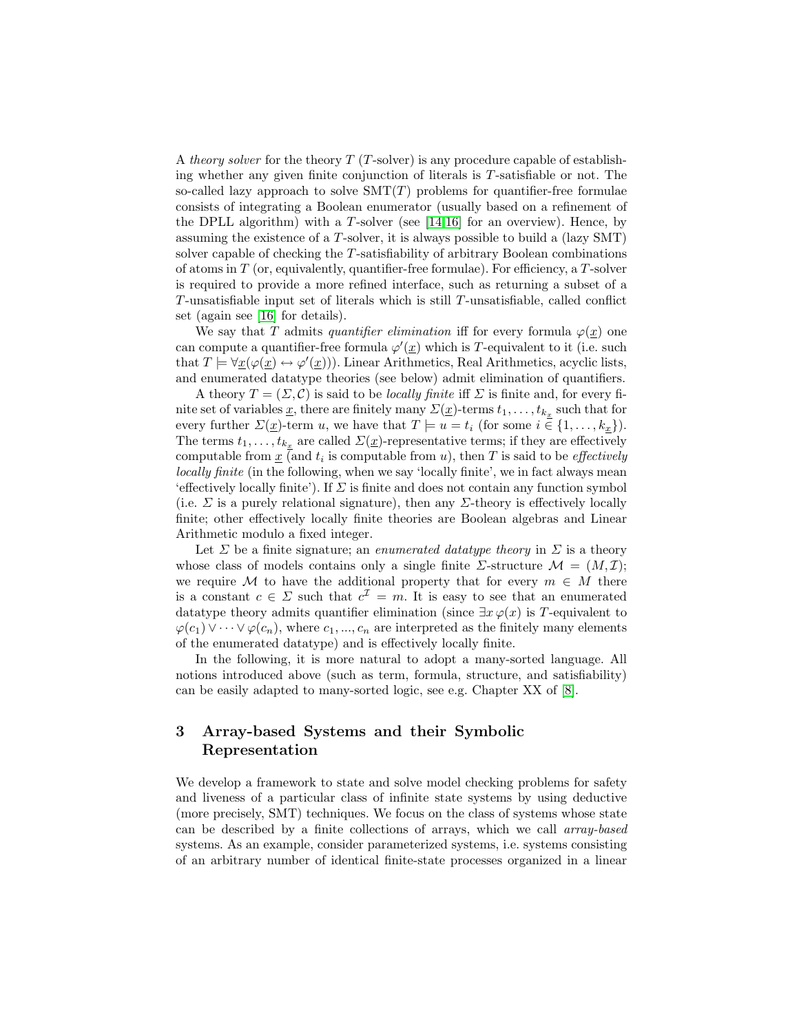A *theory solver* for the theory $T$ ($T$-solver) is any procedure capable of establishing whether any given finite conjunction of literals is $T$-satisfiable or not. The so-called lazy approach to solve SMT($T$) problems for quantifier-free formulae consists of integrating a Boolean enumerator (usually based on a refinement of the DPLL algorithm) with a $T$-solver (see [14,16] for an overview). Hence, by assuming the existence of a $T$-solver, it is always possible to build a (lazy SMT) solver capable of checking the $T$-satisfiability of arbitrary Boolean combinations of atoms in $T$ (or, equivalently, quantifier-free formulae). For efficiency, a $T$-solver is required to provide a more refined interface, such as returning a subset of a $T$-unsatisfiable input set of literals which is still $T$-unsatisfiable, called conflict set (again see [16] for details).

We say that $T$ admits *quantifier elimination* iff for every formula $\varphi(\underline{x})$ one can compute a quantifier-free formula $\varphi'(\underline{x})$ which is $T$-equivalent to it (i.e. such that $T \models \forall \underline{x}(\varphi(\underline{x}) \leftrightarrow \varphi'(\underline{x}))$). Linear Arithmetics, Real Arithmetics, acyclic lists, and enumerated datatype theories (see below) admit elimination of quantifiers.

A theory $T = (\Sigma, \mathcal{C})$ is said to be *locally finite* iff $\Sigma$ is finite and, for every finite set of variables $\underline{x}$, there are finitely many $\Sigma(\underline{x})$-terms $t_1, \ldots, t_{k_{\underline{x}}}$ such that for every further $\Sigma(\underline{x})$-term $u$, we have that $T \models u = t_i$ (for some $i \in \{1, \ldots, k_{\underline{x}}\}$). The terms $t_1, \ldots, t_{k_{\underline{x}}}$ are called $\Sigma(\underline{x})$-representative terms; if they are effectively computable from $\underline{x}$ (and $t_i$ is computable from $u$), then $T$ is said to be *effectively locally finite* (in the following, when we say 'locally finite', we in fact always mean 'effectively locally finite'). If $\Sigma$ is finite and does not contain any function symbol (i.e. $\Sigma$ is a purely relational signature), then any $\Sigma$-theory is effectively locally finite; other effectively locally finite theories are Boolean algebras and Linear Arithmetic modulo a fixed integer.

Let $\Sigma$ be a finite signature; an *enumerated datatype theory* in $\Sigma$ is a theory whose class of models contains only a single finite $\Sigma$-structure $\mathcal{M} = (M, \mathcal{I})$; we require $\mathcal{M}$ to have the additional property that for every $m \in M$ there is a constant $c \in \Sigma$ such that $c^{\mathcal{I}} = m$. It is easy to see that an enumerated datatype theory admits quantifier elimination (since $\exists x\, \varphi(x)$ is $T$-equivalent to $\varphi(c_1) \vee \cdots \vee \varphi(c_n)$, where $c_1, ..., c_n$ are interpreted as the finitely many elements of the enumerated datatype) and is effectively locally finite.

In the following, it is more natural to adopt a many-sorted language. All notions introduced above (such as term, formula, structure, and satisfiability) can be easily adapted to many-sorted logic, see e.g. Chapter XX of [8].

## 3 Array-based Systems and their Symbolic Representation

We develop a framework to state and solve model checking problems for safety and liveness of a particular class of infinite state systems by using deductive (more precisely, SMT) techniques. We focus on the class of systems whose state can be described by a finite collections of arrays, which we call *array-based* systems. As an example, consider parameterized systems, i.e. systems consisting of an arbitrary number of identical finite-state processes organized in a linear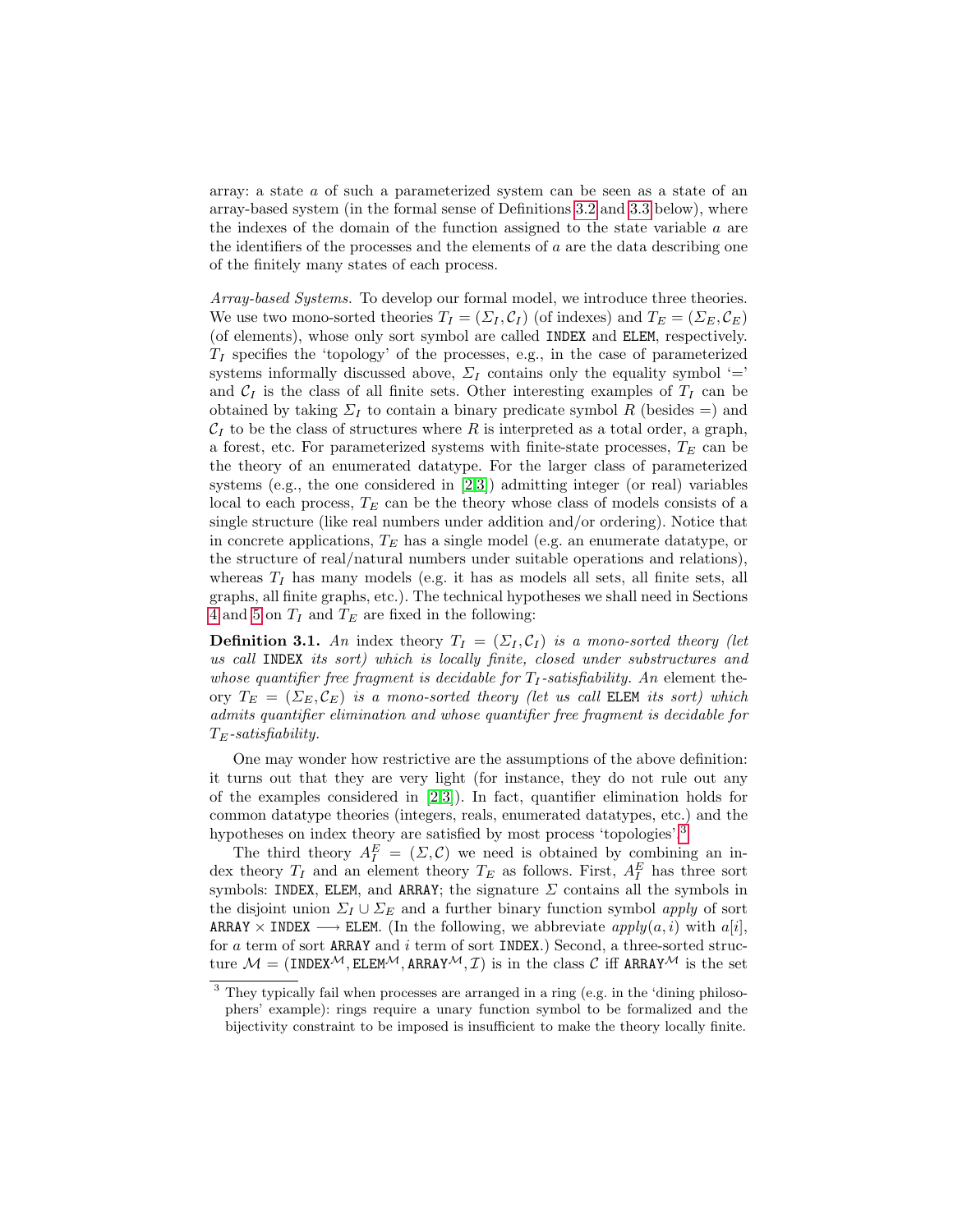array: a state $a$ of such a parameterized system can be seen as a state of an array-based system (in the formal sense of Definitions 3.2 and 3.3 below), where the indexes of the domain of the function assigned to the state variable $a$ are the identifiers of the processes and the elements of $a$ are the data describing one of the finitely many states of each process.

*Array-based Systems.* To develop our formal model, we introduce three theories. We use two mono-sorted theories $T_I = (\Sigma_I, \mathcal{C}_I)$ (of indexes) and $T_E = (\Sigma_E, \mathcal{C}_E)$ (of elements), whose only sort symbol are called `INDEX` and `ELEM`, respectively. $T_I$ specifies the 'topology' of the processes, e.g., in the case of parameterized systems informally discussed above, $\Sigma_I$ contains only the equality symbol '=' and $\mathcal{C}_I$ is the class of all finite sets. Other interesting examples of $T_I$ can be obtained by taking $\Sigma_I$ to contain a binary predicate symbol $R$ (besides =) and $\mathcal{C}_I$ to be the class of structures where $R$ is interpreted as a total order, a graph, a forest, etc. For parameterized systems with finite-state processes, $T_E$ can be the theory of an enumerated datatype. For the larger class of parameterized systems (e.g., the one considered in [2,3]) admitting integer (or real) variables local to each process, $T_E$ can be the theory whose class of models consists of a single structure (like real numbers under addition and/or ordering). Notice that in concrete applications, $T_E$ has a single model (e.g. an enumerate datatype, or the structure of real/natural numbers under suitable operations and relations), whereas $T_I$ has many models (e.g. it has as models all sets, all finite sets, all graphs, all finite graphs, etc.). The technical hypotheses we shall need in Sections 4 and 5 on $T_I$ and $T_E$ are fixed in the following:

**Definition 3.1.** *An* index theory *$T_I = (\Sigma_I, \mathcal{C}_I)$ is a mono-sorted theory (let us call `INDEX` its sort) which is locally finite, closed under substructures and whose quantifier free fragment is decidable for $T_I$-satisfiability. An* element theory *$T_E = (\Sigma_E, \mathcal{C}_E)$ is a mono-sorted theory (let us call `ELEM` its sort) which admits quantifier elimination and whose quantifier free fragment is decidable for $T_E$-satisfiability.*

One may wonder how restrictive are the assumptions of the above definition: it turns out that they are very light (for instance, they do not rule out any of the examples considered in [2,3]). In fact, quantifier elimination holds for common datatype theories (integers, reals, enumerated datatypes, etc.) and the hypotheses on index theory are satisfied by most process 'topologies'.[3]

The third theory $A_I^E = (\Sigma, \mathcal{C})$ we need is obtained by combining an index theory $T_I$ and an element theory $T_E$ as follows. First, $A_I^E$ has three sort symbols: `INDEX`, `ELEM`, and `ARRAY`; the signature $\Sigma$ contains all the symbols in the disjoint union $\Sigma_I \cup \Sigma_E$ and a further binary function symbol *apply* of sort `ARRAY` $\times$ `INDEX` $\longrightarrow$ `ELEM`. (In the following, we abbreviate $apply(a, i)$ with $a[i]$, for $a$ term of sort `ARRAY` and $i$ term of sort `INDEX`.) Second, a three-sorted structure $\mathcal{M} = (\mathtt{INDEX}^{\mathcal{M}}, \mathtt{ELEM}^{\mathcal{M}}, \mathtt{ARRAY}^{\mathcal{M}}, \mathcal{I})$ is in the class $\mathcal{C}$ iff $\mathtt{ARRAY}^{\mathcal{M}}$ is the set

[3] They typically fail when processes are arranged in a ring (e.g. in the 'dining philosophers' example): rings require a unary function symbol to be formalized and the bijectivity constraint to be imposed is insufficient to make the theory locally finite.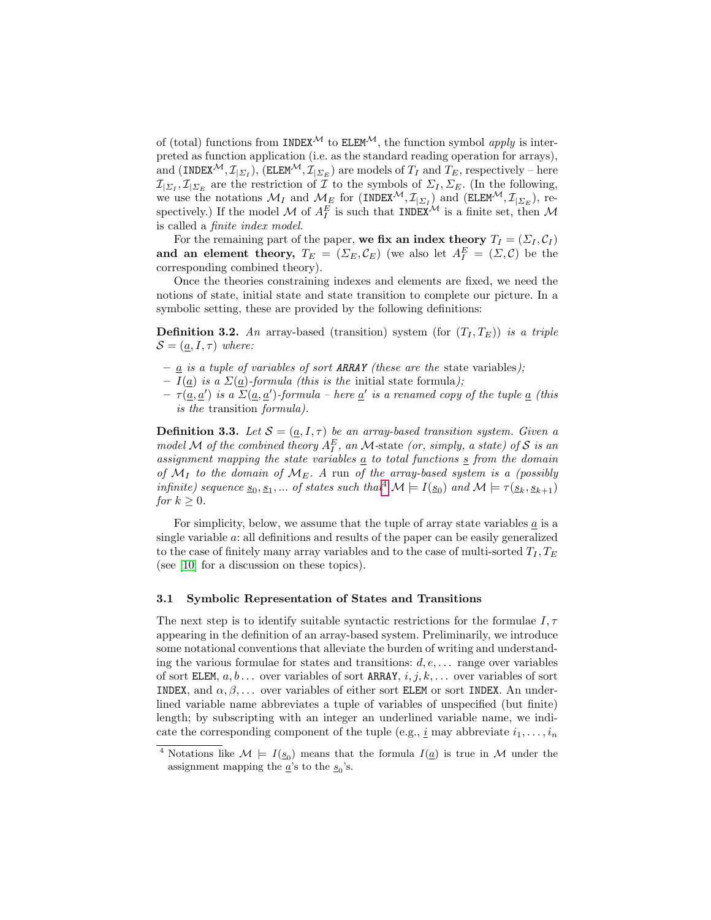of (total) functions from $\mathtt{INDEX}^{\mathcal{M}}$ to $\mathtt{ELEM}^{\mathcal{M}}$, the function symbol *apply* is interpreted as function application (i.e. as the standard reading operation for arrays), and $(\mathtt{INDEX}^{\mathcal{M}}, \mathcal{I}_{|\Sigma_I})$, $(\mathtt{ELEM}^{\mathcal{M}}, \mathcal{I}_{|\Sigma_E})$ are models of $T_I$ and $T_E$, respectively – here $\mathcal{I}_{|\Sigma_I}, \mathcal{I}_{|\Sigma_E}$ are the restriction of $\mathcal{I}$ to the symbols of $\Sigma_I, \Sigma_E$. (In the following, we use the notations $\mathcal{M}_I$ and $\mathcal{M}_E$ for $(\mathtt{INDEX}^{\mathcal{M}}, \mathcal{I}_{|\Sigma_I})$ and $(\mathtt{ELEM}^{\mathcal{M}}, \mathcal{I}_{|\Sigma_E})$, respectively.) If the model $\mathcal{M}$ of $A_I^E$ is such that $\mathtt{INDEX}^{\mathcal{M}}$ is a finite set, then $\mathcal{M}$ is called a *finite index model*.

For the remaining part of the paper, **we fix an index theory $T_I = (\Sigma_I, \mathcal{C}_I)$ and an element theory,** $T_E = (\Sigma_E, \mathcal{C}_E)$ (we also let $A_I^E = (\Sigma, \mathcal{C})$ be the corresponding combined theory).

Once the theories constraining indexes and elements are fixed, we need the notions of state, initial state and state transition to complete our picture. In a symbolic setting, these are provided by the following definitions:

**Definition 3.2.** *An* array-based (transition) system *(for $(T_I, T_E)$) is a triple $\mathcal{S} = (\underline{a}, I, \tau)$ where:*

- *$\underline{a}$ is a tuple of variables of sort* ***ARRAY*** *(these are the* state variables*);*
- *$I(\underline{a})$ is a $\Sigma(\underline{a})$-formula (this is the* initial state formula*);*
- *$\tau(\underline{a}, \underline{a}')$ is a $\Sigma(\underline{a}, \underline{a}')$-formula – here $\underline{a}'$ is a renamed copy of the tuple $\underline{a}$ (this is the* transition *formula).*

**Definition 3.3.** *Let $\mathcal{S} = (\underline{a}, I, \tau)$ be an array-based transition system. Given a model $\mathcal{M}$ of the combined theory $A_I^E$, an $\mathcal{M}$-state (or, simply, a state) of $\mathcal{S}$ is an assignment mapping the state variables $\underline{a}$ to total functions $\underline{s}$ from the domain of $\mathcal{M}_I$ to the domain of $\mathcal{M}_E$. A* run *of the array-based system is a (possibly infinite) sequence $\underline{s}_0, \underline{s}_1, ...$ of states such that[4] $\mathcal{M} \models I(\underline{s}_0)$ and $\mathcal{M} \models \tau(\underline{s}_k, \underline{s}_{k+1})$ for $k \geq 0$.*

For simplicity, below, we assume that the tuple of array state variables $\underline{a}$ is a single variable $a$: all definitions and results of the paper can be easily generalized to the case of finitely many array variables and to the case of multi-sorted $T_I, T_E$ (see [10] for a discussion on these topics).

### 3.1 Symbolic Representation of States and Transitions

The next step is to identify suitable syntactic restrictions for the formulae $I, \tau$ appearing in the definition of an array-based system. Preliminarily, we introduce some notational conventions that alleviate the burden of writing and understanding the various formulae for states and transitions: $d, e, \ldots$ range over variables of sort ELEM, $a, b \ldots$ over variables of sort ARRAY, $i, j, k, \ldots$ over variables of sort INDEX, and $\alpha, \beta, \ldots$ over variables of either sort ELEM or sort INDEX. An underlined variable name abbreviates a tuple of variables of unspecified (but finite) length; by subscripting with an integer an underlined variable name, we indicate the corresponding component of the tuple (e.g., $\underline{i}$ may abbreviate $i_1, \ldots, i_n$

[4] Notations like $\mathcal{M} \models I(\underline{s}_0)$ means that the formula $I(\underline{a})$ is true in $\mathcal{M}$ under the assignment mapping the $\underline{a}$'s to the $\underline{s}_0$'s.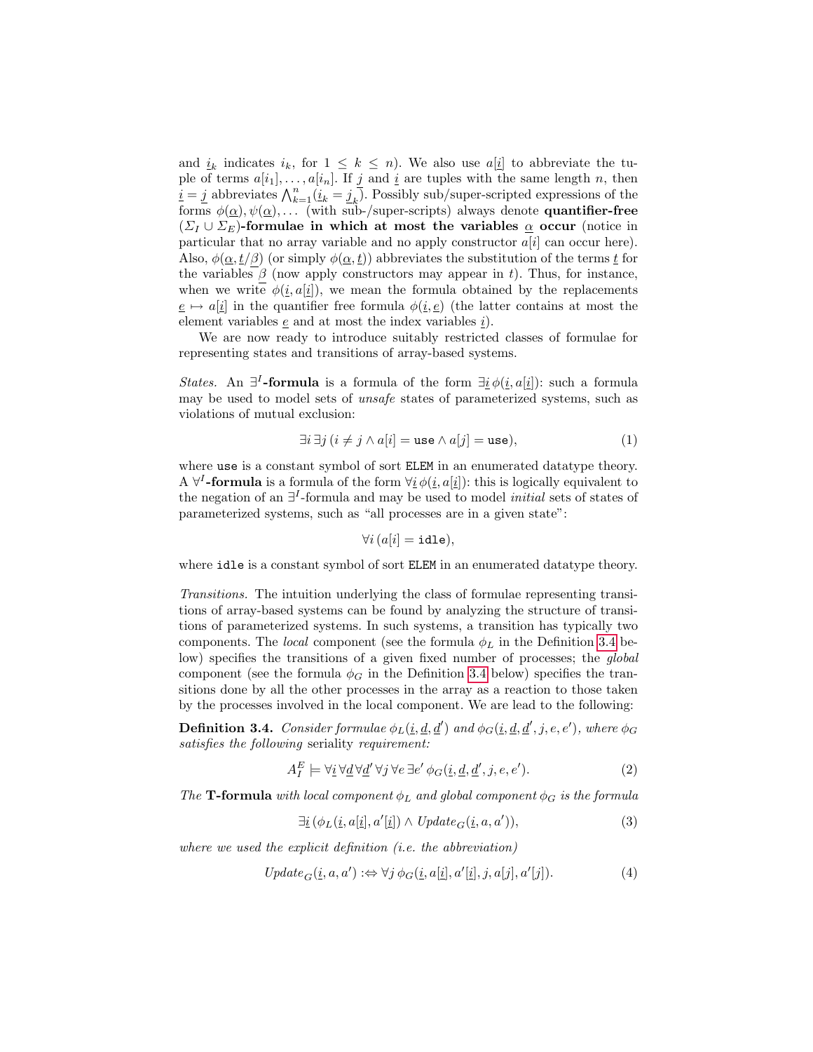and $\underline{i}_k$ indicates $i_k$, for $1 \leq k \leq n$). We also use $a[\underline{i}]$ to abbreviate the tuple of terms $a[i_1], \ldots, a[i_n]$. If $\underline{j}$ and $\underline{i}$ are tuples with the same length $n$, then $\underline{i} = \underline{j}$ abbreviates $\bigwedge_{k=1}^{n}(\underline{i}_k = \underline{j}_k)$. Possibly sub/super-scripted expressions of the forms $\phi(\underline{\alpha}), \psi(\underline{\alpha}), \ldots$ (with sub-/super-scripts) always denote **quantifier-free** $(\Sigma_I \cup \Sigma_E)$**-formulae in which at most the variables** $\underline{\alpha}$ **occur** (notice in particular that no array variable and no apply constructor $a[i]$ can occur here). Also, $\phi(\underline{\alpha}, \underline{t}/\underline{\beta})$ (or simply $\phi(\underline{\alpha}, \underline{t})$) abbreviates the substitution of the terms $\underline{t}$ for the variables $\underline{\beta}$ (now apply constructors may appear in $t$). Thus, for instance, when we write $\phi(\underline{i}, a[\underline{i}])$, we mean the formula obtained by the replacements $\underline{e} \mapsto a[\underline{i}]$ in the quantifier free formula $\phi(\underline{i}, \underline{e})$ (the latter contains at most the element variables $\underline{e}$ and at most the index variables $\underline{i}$).

We are now ready to introduce suitably restricted classes of formulae for representing states and transitions of array-based systems.

*States.* An $\exists^I$**-formula** is a formula of the form $\exists \underline{i}\, \phi(\underline{i}, a[\underline{i}])$: such a formula may be used to model sets of *unsafe* states of parameterized systems, such as violations of mutual exclusion:

$$\exists i\, \exists j\, (i \neq j \wedge a[i] = \texttt{use} \wedge a[j] = \texttt{use}), \tag{1}$$

where use is a constant symbol of sort ELEM in an enumerated datatype theory. A $\forall^I$**-formula** is a formula of the form $\forall \underline{i}\, \phi(\underline{i}, a[\underline{i}])$: this is logically equivalent to the negation of an $\exists^I$-formula and may be used to model *initial* sets of states of parameterized systems, such as "all processes are in a given state":

$$\forall i\, (a[i] = \texttt{idle}),$$

where idle is a constant symbol of sort ELEM in an enumerated datatype theory.

*Transitions.* The intuition underlying the class of formulae representing transitions of array-based systems can be found by analyzing the structure of transitions of parameterized systems. In such systems, a transition has typically two components. The *local* component (see the formula $\phi_L$ in the Definition 3.4 below) specifies the transitions of a given fixed number of processes; the *global* component (see the formula $\phi_G$ in the Definition 3.4 below) specifies the transitions done by all the other processes in the array as a reaction to those taken by the processes involved in the local component. We are lead to the following:

**Definition 3.4.** *Consider formulae* $\phi_L(\underline{i}, \underline{d}, \underline{d}')$ *and* $\phi_G(\underline{i}, \underline{d}, \underline{d}', j, e, e')$*, where* $\phi_G$ *satisfies the following* seriality *requirement:*

$$A_I^E \models \forall \underline{i}\, \forall \underline{d}\, \forall \underline{d}'\, \forall j\, \forall e\, \exists e'\, \phi_G(\underline{i}, \underline{d}, \underline{d}', j, e, e'). \tag{2}$$

*The* **T-formula** *with local component* $\phi_L$ *and global component* $\phi_G$ *is the formula*

$$\exists \underline{i}\, (\phi_L(\underline{i}, a[\underline{i}], a'[\underline{i}]) \wedge \mathit{Update}_G(\underline{i}, a, a')), \tag{3}$$

*where we used the explicit definition (i.e. the abbreviation)*

$$\mathit{Update}_G(\underline{i}, a, a') :\Leftrightarrow \forall j\, \phi_G(\underline{i}, a[\underline{i}], a'[\underline{i}], j, a[j], a'[j]). \tag{4}$$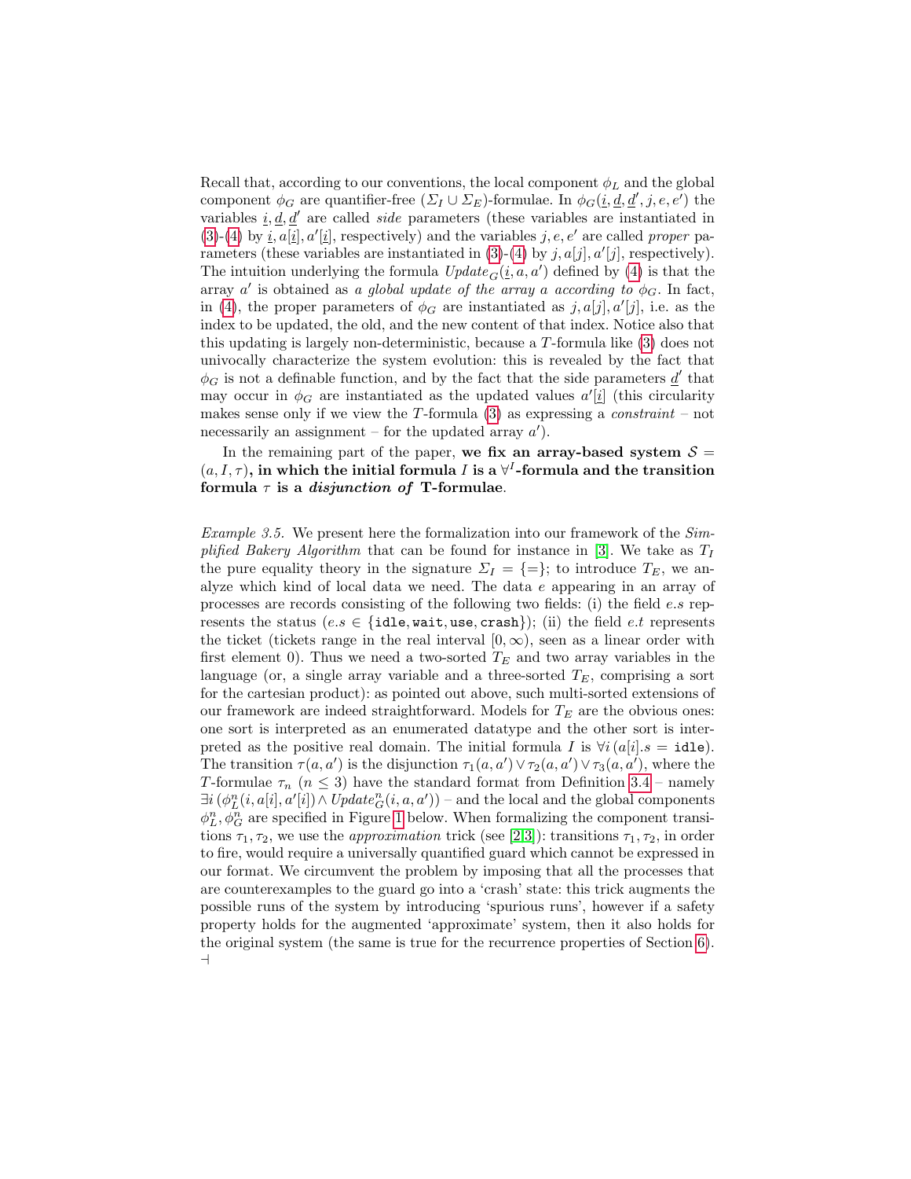Recall that, according to our conventions, the local component $\phi_L$ and the global component $\phi_G$ are quantifier-free $(\Sigma_I \cup \Sigma_E)$-formulae. In $\phi_G(\underline{i}, \underline{d}, \underline{d}', j, e, e')$ the variables $\underline{i}, \underline{d}, \underline{d}'$ are called *side* parameters (these variables are instantiated in (3)-(4) by $\underline{i}, a[\underline{i}], a'[\underline{i}]$, respectively) and the variables $j, e, e'$ are called *proper* parameters (these variables are instantiated in (3)-(4) by $j, a[j], a'[j]$, respectively). The intuition underlying the formula $Update_G(\underline{i}, a, a')$ defined by (4) is that the array $a'$ is obtained as *a global update of the array a according to* $\phi_G$. In fact, in (4), the proper parameters of $\phi_G$ are instantiated as $j, a[j], a'[j]$, i.e. as the index to be updated, the old, and the new content of that index. Notice also that this updating is largely non-deterministic, because a $T$-formula like (3) does not univocally characterize the system evolution: this is revealed by the fact that $\phi_G$ is not a definable function, and by the fact that the side parameters $\underline{d}'$ that may occur in $\phi_G$ are instantiated as the updated values $a'[\underline{i}]$ (this circularity makes sense only if we view the $T$-formula (3) as expressing a *constraint* – not necessarily an assignment – for the updated array $a'$).

In the remaining part of the paper, **we fix an array-based system $\mathcal{S} = (a, I, \tau)$, in which the initial formula $I$ is a $\forall^I$-formula and the transition formula $\tau$ is a *disjunction of* T-formulae**.

*Example 3.5.* We present here the formalization into our framework of the *Simplified Bakery Algorithm* that can be found for instance in [3]. We take as $T_I$ the pure equality theory in the signature $\Sigma_I = \{=\}$; to introduce $T_E$, we analyze which kind of local data we need. The data $e$ appearing in an array of processes are records consisting of the following two fields: (i) the field $e.s$ represents the status ($e.s \in \{\texttt{idle}, \texttt{wait}, \texttt{use}, \texttt{crash}\}$); (ii) the field $e.t$ represents the ticket (tickets range in the real interval $[0, \infty)$, seen as a linear order with first element 0). Thus we need a two-sorted $T_E$ and two array variables in the language (or, a single array variable and a three-sorted $T_E$, comprising a sort for the cartesian product): as pointed out above, such multi-sorted extensions of our framework are indeed straightforward. Models for $T_E$ are the obvious ones: one sort is interpreted as an enumerated datatype and the other sort is interpreted as the positive real domain. The initial formula $I$ is $\forall i\, (a[i].s = \texttt{idle})$. The transition $\tau(a, a')$ is the disjunction $\tau_1(a, a') \vee \tau_2(a, a') \vee \tau_3(a, a')$, where the $T$-formulae $\tau_n$ ($n \leq 3$) have the standard format from Definition 3.4 – namely $\exists i\, (\phi^n_L(i, a[i], a'[i]) \wedge Update^n_G(i, a, a'))$ – and the local and the global components $\phi^n_L, \phi^n_G$ are specified in Figure 1 below. When formalizing the component transitions $\tau_1, \tau_2$, we use the *approximation* trick (see [2,3]): transitions $\tau_1, \tau_2$, in order to fire, would require a universally quantified guard which cannot be expressed in our format. We circumvent the problem by imposing that all the processes that are counterexamples to the guard go into a 'crash' state: this trick augments the possible runs of the system by introducing 'spurious runs', however if a safety property holds for the augmented 'approximate' system, then it also holds for the original system (the same is true for the recurrence properties of Section 6). $\dashv$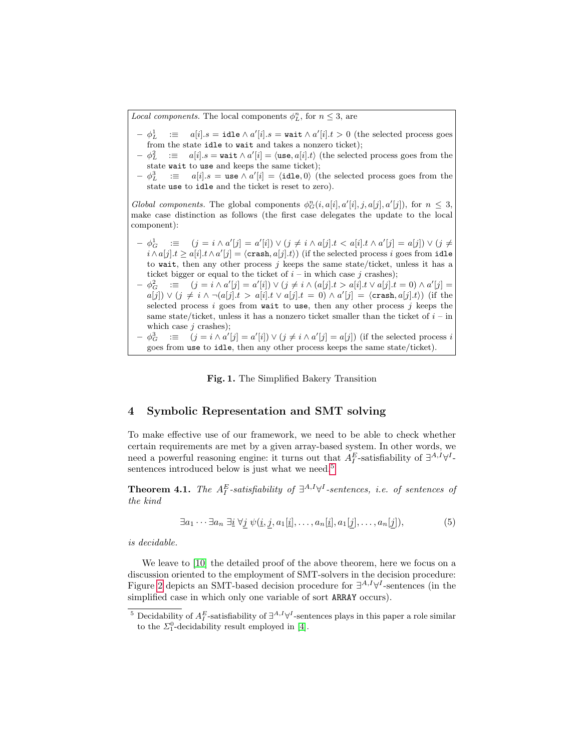*Local components.* The local components $\phi_L^n$, for $n \leq 3$, are

- $\phi_L^1 \quad :\equiv \quad a[i].s = \mathtt{idle} \wedge a'[i].s = \mathtt{wait} \wedge a'[i].t > 0$ (the selected process goes from the state `idle` to `wait` and takes a nonzero ticket);
- $\phi_L^2 \quad :\equiv \quad a[i].s = \mathtt{wait} \wedge a'[i] = \langle \mathtt{use}, a[i].t \rangle$ (the selected process goes from the state `wait` to `use` and keeps the same ticket);
- $\phi_L^3 \quad :\equiv \quad a[i].s = \mathtt{use} \wedge a'[i] = \langle \mathtt{idle}, 0 \rangle$ (the selected process goes from the state `use` to `idle` and the ticket is reset to zero).

*Global components.* The global components $\phi_G^n(i, a[i], a'[i], j, a[j], a'[j])$, for $n \leq 3$, make case distinction as follows (the first case delegates the update to the local component):

- $\phi_G^1 \quad :\equiv \quad (j = i \wedge a'[j] = a'[i]) \vee (j \neq i \wedge a[j].t < a[i].t \wedge a'[j] = a[j]) \vee (j \neq i \wedge a[j].t \geq a[i].t \wedge a'[j] = \langle \mathtt{crash}, a[j].t \rangle)$ (if the selected process $i$ goes from `idle` to `wait`, then any other process $j$ keeps the same state/ticket, unless it has a ticket bigger or equal to the ticket of $i$ – in which case $j$ crashes);
- $\phi_G^2 \quad :\equiv \quad (j = i \wedge a'[j] = a'[i]) \vee (j \neq i \wedge (a[j].t > a[i].t \vee a[j].t = 0) \wedge a'[j] = a[j]) \vee (j \neq i \wedge \neg(a[j].t > a[i].t \vee a[j].t = 0) \wedge a'[j] = \langle \mathtt{crash}, a[j].t \rangle)$ (if the selected process $i$ goes from `wait` to `use`, then any other process $j$ keeps the same state/ticket, unless it has a nonzero ticket smaller than the ticket of $i$ – in which case $j$ crashes);
- $\phi_G^3 \quad :\equiv \quad (j = i \wedge a'[j] = a'[i]) \vee (j \neq i \wedge a'[j] = a[j])$ (if the selected process $i$ goes from `use` to `idle`, then any other process keeps the same state/ticket).

**Fig. 1.** The Simplified Bakery Transition

## 4 Symbolic Representation and SMT solving

To make effective use of our framework, we need to be able to check whether certain requirements are met by a given array-based system. In other words, we need a powerful reasoning engine: it turns out that $A_I^E$-satisfiability of $\exists^{A,I}\forall^I$-sentences introduced below is just what we need.[5]

**Theorem 4.1.** *The $A_I^E$-satisfiability of $\exists^{A,I}\forall^I$-sentences, i.e. of sentences of the kind*

$$\exists a_1 \cdots \exists a_n \, \exists \underline{i} \, \forall \underline{j} \, \psi(\underline{i}, \underline{j}, a_1[\underline{i}], \ldots, a_n[\underline{i}], a_1[\underline{j}], \ldots, a_n[\underline{j}]), \tag{5}$$

*is decidable.*

We leave to [10] the detailed proof of the above theorem, here we focus on a discussion oriented to the employment of SMT-solvers in the decision procedure: Figure 2 depicts an SMT-based decision procedure for $\exists^{A,I}\forall^I$-sentences (in the simplified case in which only one variable of sort `ARRAY` occurs).

[5] Decidability of $A_I^E$-satisfiability of $\exists^{A,I}\forall^I$-sentences plays in this paper a role similar to the $\Sigma_1^0$-decidability result employed in [4].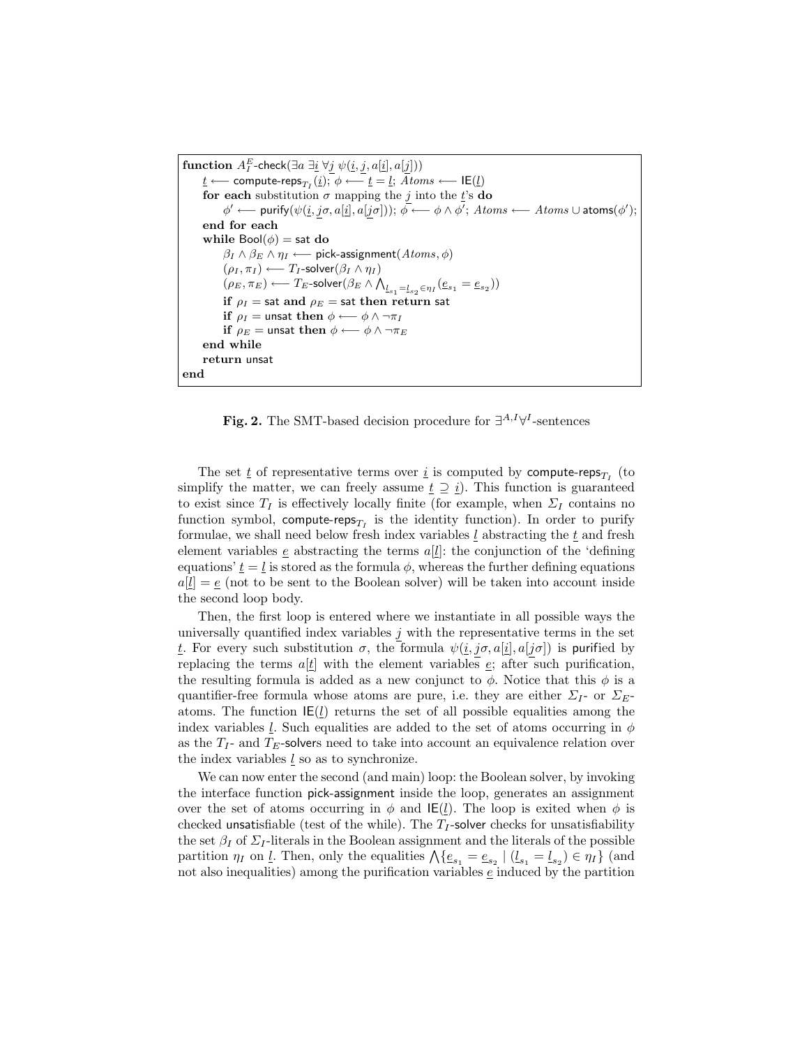```
function A_I^E-check(∃a ∃i ∀j ψ(i, j, a[i], a[j]))
    t ⟵ compute-reps_{T_I}(i); φ ⟵ t = l; Atoms ⟵ IE(l)
    for each substitution σ mapping the j into the t's do
        φ' ⟵ purify(ψ(i, jσ, a[i], a[jσ])); φ ⟵ φ ∧ φ'; Atoms ⟵ Atoms ∪ atoms(φ');
    end for each
    while Bool(φ) = sat do
        β_I ∧ β_E ∧ η_I ⟵ pick-assignment(Atoms, φ)
        (ρ_I, π_I) ⟵ T_I-solver(β_I ∧ η_I)
        (ρ_E, π_E) ⟵ T_E-solver(β_E ∧ ⋀_{l_{s1}=l_{s2} ∈ η_I} (e_{s1} = e_{s2}))
        if ρ_I = sat and ρ_E = sat then return sat
        if ρ_I = unsat then φ ⟵ φ ∧ ¬π_I
        if ρ_E = unsat then φ ⟵ φ ∧ ¬π_E
    end while
    return unsat
end
```

**Fig. 2.** The SMT-based decision procedure for $\exists^{A,I}\forall^{I}$-sentences

The set $\underline{t}$ of representative terms over $\underline{i}$ is computed by $\mathsf{compute\text{-}reps}_{T_I}$ (to simplify the matter, we can freely assume $\underline{t} \supseteq \underline{i}$). This function is guaranteed to exist since $T_I$ is effectively locally finite (for example, when $\Sigma_I$ contains no function symbol, $\mathsf{compute\text{-}reps}_{T_I}$ is the identity function). In order to purify formulae, we shall need below fresh index variables $\underline{l}$ abstracting the $\underline{t}$ and fresh element variables $\underline{e}$ abstracting the terms $a[\underline{l}]$: the conjunction of the 'defining equations' $\underline{t} = \underline{l}$ is stored as the formula $\phi$, whereas the further defining equations $a[\underline{l}] = \underline{e}$ (not to be sent to the Boolean solver) will be taken into account inside the second loop body.

Then, the first loop is entered where we instantiate in all possible ways the universally quantified index variables $\underline{j}$ with the representative terms in the set $\underline{t}$. For every such substitution $\sigma$, the formula $\psi(\underline{i}, \underline{j}\sigma, a[\underline{i}], a[\underline{j}\sigma])$ is $\mathsf{purify}$ied by replacing the terms $a[\underline{t}]$ with the element variables $\underline{e}$; after such purification, the resulting formula is added as a new conjunct to $\phi$. Notice that this $\phi$ is a quantifier-free formula whose atoms are pure, i.e. they are either $\Sigma_I$- or $\Sigma_E$-atoms. The function $\mathsf{IE}(\underline{l})$ returns the set of all possible equalities among the index variables $\underline{l}$. Such equalities are added to the set of atoms occurring in $\phi$ as the $T_I$- and $T_E$-$\mathsf{solver}$s need to take into account an equivalence relation over the index variables $\underline{l}$ so as to synchronize.

We can now enter the second (and main) loop: the Boolean solver, by invoking the interface function $\mathsf{pick\text{-}assignment}$ inside the loop, generates an assignment over the set of atoms occurring in $\phi$ and $\mathsf{IE}(\underline{l})$. The loop is exited when $\phi$ is checked $\mathsf{unsat}$isfiable (test of the while). The $T_I$-$\mathsf{solver}$ checks for unsatisfiability the set $\beta_I$ of $\Sigma_I$-literals in the Boolean assignment and the literals of the possible partition $\eta_I$ on $\underline{l}$. Then, only the equalities $\bigwedge\{\underline{e}_{s_1} = \underline{e}_{s_2} \mid (\underline{l}_{s_1} = \underline{l}_{s_2}) \in \eta_I\}$ (and not also inequalities) among the purification variables $\underline{e}$ induced by the partition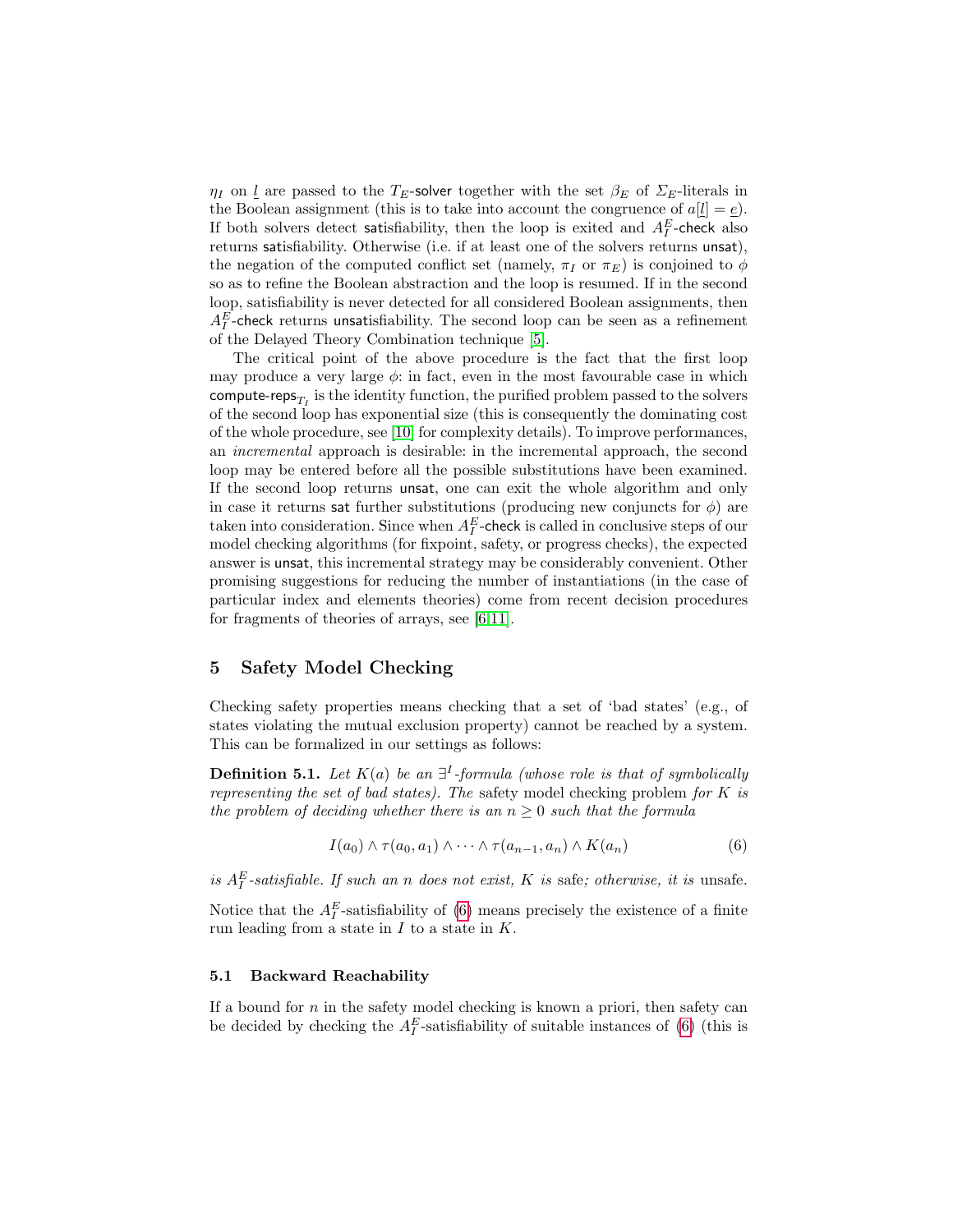$\eta_I$ on $\underline{l}$ are passed to the $T_E$-solver together with the set $\beta_E$ of $\Sigma_E$-literals in the Boolean assignment (this is to take into account the congruence of $a[\underline{l}] = \underline{e}$). If both solvers detect satisfiability, then the loop is exited and $A_I^E$-check also returns satisfiability. Otherwise (i.e. if at least one of the solvers returns unsat), the negation of the computed conflict set (namely, $\pi_I$ or $\pi_E$) is conjoined to $\phi$ so as to refine the Boolean abstraction and the loop is resumed. If in the second loop, satisfiability is never detected for all considered Boolean assignments, then $A_I^E$-check returns unsatisfiability. The second loop can be seen as a refinement of the Delayed Theory Combination technique [5].

The critical point of the above procedure is the fact that the first loop may produce a very large $\phi$: in fact, even in the most favourable case in which compute-reps$_{T_I}$ is the identity function, the purified problem passed to the solvers of the second loop has exponential size (this is consequently the dominating cost of the whole procedure, see [10] for complexity details). To improve performances, an *incremental* approach is desirable: in the incremental approach, the second loop may be entered before all the possible substitutions have been examined. If the second loop returns unsat, one can exit the whole algorithm and only in case it returns sat further substitutions (producing new conjuncts for $\phi$) are taken into consideration. Since when $A_I^E$-check is called in conclusive steps of our model checking algorithms (for fixpoint, safety, or progress checks), the expected answer is unsat, this incremental strategy may be considerably convenient. Other promising suggestions for reducing the number of instantiations (in the case of particular index and elements theories) come from recent decision procedures for fragments of theories of arrays, see [6,11].

## 5 Safety Model Checking

Checking safety properties means checking that a set of 'bad states' (e.g., of states violating the mutual exclusion property) cannot be reached by a system. This can be formalized in our settings as follows:

**Definition 5.1.** *Let $K(a)$ be an $\exists^I$-formula (whose role is that of symbolically representing the set of bad states). The* safety model checking problem *for $K$ is the problem of deciding whether there is an $n \geq 0$ such that the formula*

$$I(a_0) \wedge \tau(a_0, a_1) \wedge \cdots \wedge \tau(a_{n-1}, a_n) \wedge K(a_n) \qquad (6)$$

*is $A_I^E$-satisfiable. If such an $n$ does not exist, $K$ is* safe*; otherwise, it is* unsafe*.*

Notice that the $A_I^E$-satisfiability of (6) means precisely the existence of a finite run leading from a state in $I$ to a state in $K$.

### 5.1 Backward Reachability

If a bound for $n$ in the safety model checking is known a priori, then safety can be decided by checking the $A_I^E$-satisfiability of suitable instances of (6) (this is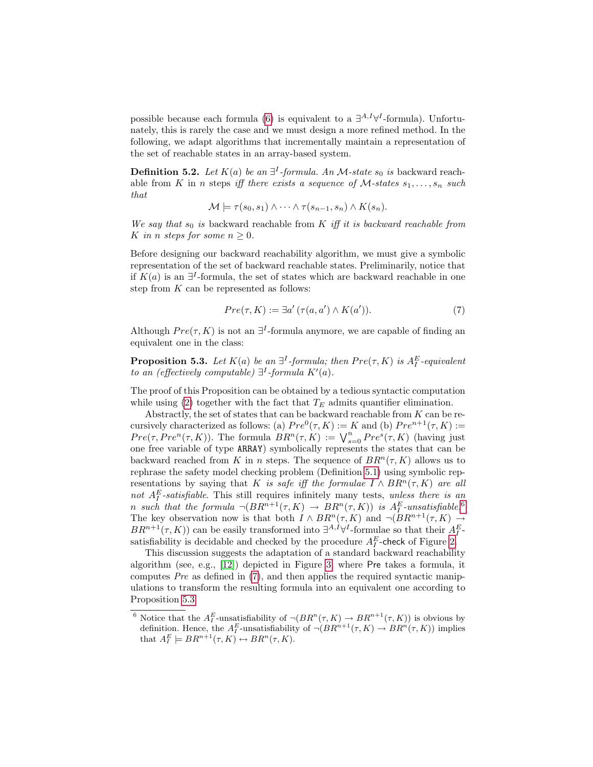possible because each formula (6) is equivalent to a $\exists^{A,I}\forall^I$-formula). Unfortunately, this is rarely the case and we must design a more refined method. In the following, we adapt algorithms that incrementally maintain a representation of the set of reachable states in an array-based system.

**Definition 5.2.** *Let $K(a)$ be an $\exists^I$-formula. An $\mathcal{M}$-state $s_0$ is* backward reachable from $K$ in $n$ steps *iff there exists a sequence of $\mathcal{M}$-states $s_1, \ldots, s_n$ such that*

$$\mathcal{M} \models \tau(s_0, s_1) \wedge \cdots \wedge \tau(s_{n-1}, s_n) \wedge K(s_n).$$

*We say that $s_0$ is* backward reachable from $K$ *iff it is backward reachable from $K$ in $n$ steps for some $n \geq 0$.*

Before designing our backward reachability algorithm, we must give a symbolic representation of the set of backward reachable states. Preliminarily, notice that if $K(a)$ is an $\exists^I$-formula, the set of states which are backward reachable in one step from $K$ can be represented as follows:

$$Pre(\tau, K) := \exists a' \, (\tau(a, a') \wedge K(a')). \tag{7}$$

Although $Pre(\tau, K)$ is not an $\exists^I$-formula anymore, we are capable of finding an equivalent one in the class:

**Proposition 5.3.** *Let $K(a)$ be an $\exists^I$-formula; then $Pre(\tau, K)$ is $A_I^E$-equivalent to an (effectively computable) $\exists^I$-formula $K'(a)$.*

The proof of this Proposition can be obtained by a tedious syntactic computation while using (2) together with the fact that $T_E$ admits quantifier elimination.

Abstractly, the set of states that can be backward reachable from $K$ can be recursively characterized as follows: (a) $Pre^0(\tau, K) := K$ and (b) $Pre^{n+1}(\tau, K) := Pre(\tau, Pre^n(\tau, K))$. The formula $BR^n(\tau, K) := \bigvee_{s=0}^{n} Pre^s(\tau, K)$ (having just one free variable of type `ARRAY`) symbolically represents the states that can be backward reached from $K$ in $n$ steps. The sequence of $BR^n(\tau, K)$ allows us to rephrase the safety model checking problem (Definition 5.1) using symbolic representations by saying that *$K$ is safe iff the formulae $I \wedge BR^n(\tau, K)$ are all not $A_I^E$-satisfiable.* This still requires infinitely many tests, *unless there is an $n$ such that the formula $\neg(BR^{n+1}(\tau, K) \rightarrow BR^n(\tau, K))$ is $A_I^E$-unsatisfiable.*[6] The key observation now is that both $I \wedge BR^n(\tau, K)$ and $\neg(BR^{n+1}(\tau, K) \rightarrow BR^{n+1}(\tau, K))$ can be easily transformed into $\exists^{A,I}\forall^I$-formulae so that their $A_I^E$-satisfiability is decidable and checked by the procedure $A_I^E$-check of Figure 2.

This discussion suggests the adaptation of a standard backward reachability algorithm (see, e.g., [12]) depicted in Figure 3, where Pre takes a formula, it computes $Pre$ as defined in (7), and then applies the required syntactic manipulations to transform the resulting formula into an equivalent one according to Proposition 5.3.

[6] Notice that the $A_I^E$-unsatisfiability of $\neg(BR^n(\tau, K) \rightarrow BR^{n+1}(\tau, K))$ is obvious by definition. Hence, the $A_I^E$-unsatisfiability of $\neg(BR^{n+1}(\tau, K) \rightarrow BR^n(\tau, K))$ implies that $A_I^E \models BR^{n+1}(\tau, K) \leftrightarrow BR^n(\tau, K)$.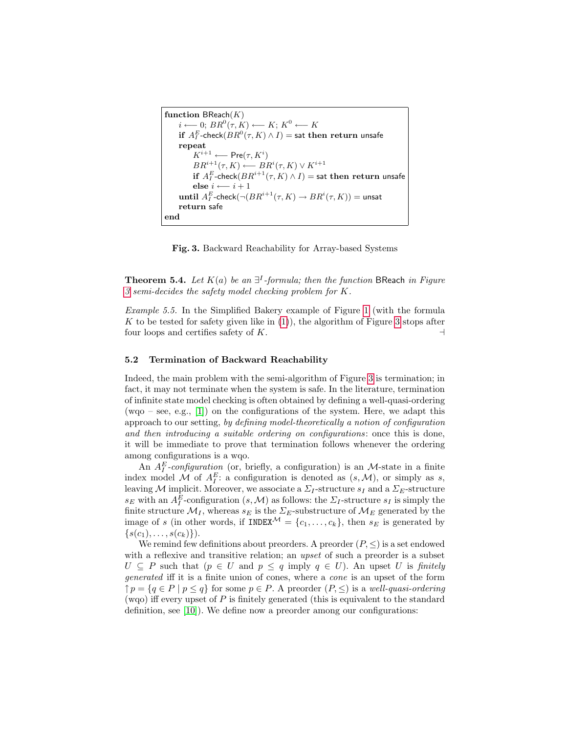```
function BReach(K)
    i ⟵ 0; BR^0(τ, K) ⟵ K; K^0 ⟵ K
    if A_I^E-check(BR^0(τ, K) ∧ I) = sat then return unsafe
    repeat
        K^{i+1} ⟵ Pre(τ, K^i)
        BR^{i+1}(τ, K) ⟵ BR^i(τ, K) ∨ K^{i+1}
        if A_I^E-check(BR^{i+1}(τ, K) ∧ I) = sat then return unsafe
        else i ⟵ i + 1
    until A_I^E-check(¬(BR^{i+1}(τ, K) → BR^i(τ, K)) = unsat
    return safe
end
```

**Fig. 3.** Backward Reachability for Array-based Systems

**Theorem 5.4.** *Let $K(a)$ be an $\exists^I$-formula; then the function* BReach *in Figure 3 semi-decides the safety model checking problem for $K$.*

*Example 5.5.* In the Simplified Bakery example of Figure 1 (with the formula $K$ to be tested for safety given like in (1)), the algorithm of Figure 3 stops after four loops and certifies safety of $K$. $\dashv$

### 5.2 Termination of Backward Reachability

Indeed, the main problem with the semi-algorithm of Figure 3 is termination; in fact, it may not terminate when the system is safe. In the literature, termination of infinite state model checking is often obtained by defining a well-quasi-ordering (wqo – see, e.g., [1]) on the configurations of the system. Here, we adapt this approach to our setting, *by defining model-theoretically a notion of configuration and then introducing a suitable ordering on configurations*: once this is done, it will be immediate to prove that termination follows whenever the ordering among configurations is a wqo.

An $A_I^E$-*configuration* (or, briefly, a configuration) is an $\mathcal{M}$-state in a finite index model $\mathcal{M}$ of $A_I^E$: a configuration is denoted as $(s, \mathcal{M})$, or simply as $s$, leaving $\mathcal{M}$ implicit. Moreover, we associate a $\Sigma_I$-structure $s_I$ and a $\Sigma_E$-structure $s_E$ with an $A_I^E$-configuration $(s, \mathcal{M})$ as follows: the $\Sigma_I$-structure $s_I$ is simply the finite structure $\mathcal{M}_I$, whereas $s_E$ is the $\Sigma_E$-substructure of $\mathcal{M}_E$ generated by the image of $s$ (in other words, if $\texttt{INDEX}^{\mathcal{M}} = \{c_1, \dots, c_k\}$, then $s_E$ is generated by $\{s(c_1), \dots, s(c_k)\}$).

We remind few definitions about preorders. A preorder $(P, \leq)$ is a set endowed with a reflexive and transitive relation; an *upset* of such a preorder is a subset $U \subseteq P$ such that ($p \in U$ and $p \leq q$ imply $q \in U$). An upset $U$ is *finitely generated* iff it is a finite union of cones, where a *cone* is an upset of the form $\uparrow p = \{q \in P \mid p \leq q\}$ for some $p \in P$. A preorder $(P, \leq)$ is a *well-quasi-ordering* (wqo) iff every upset of $P$ is finitely generated (this is equivalent to the standard definition, see [10]). We define now a preorder among our configurations: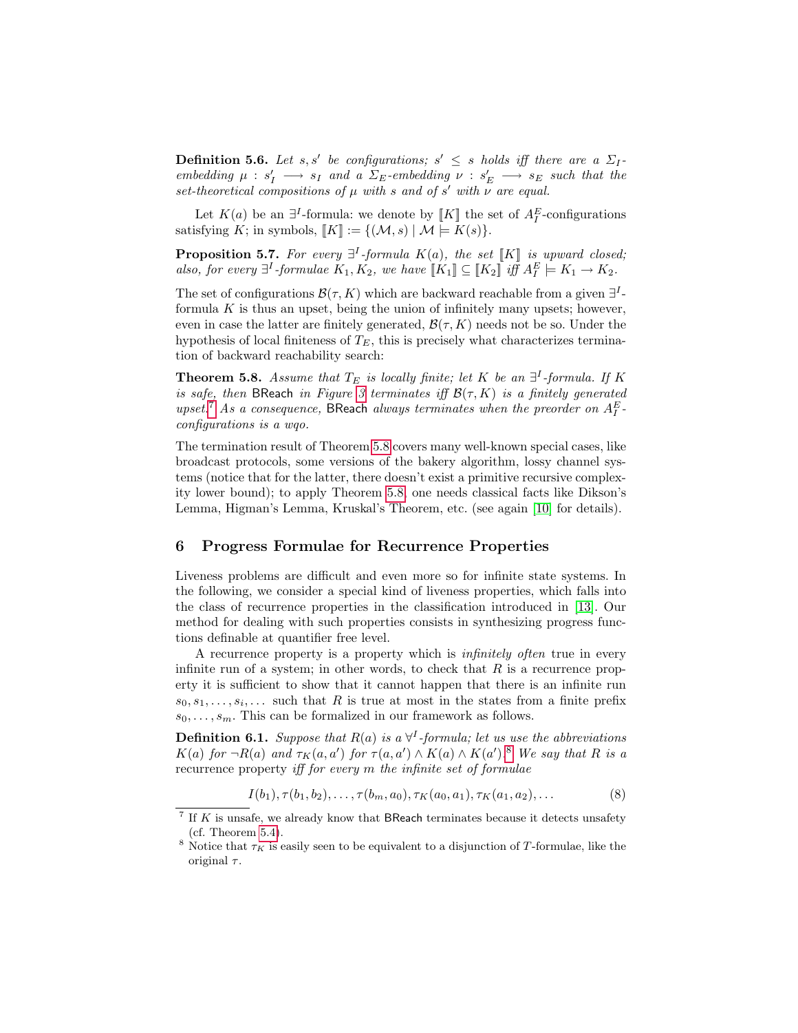**Definition 5.6.** *Let $s, s'$ be configurations; $s' \leq s$ holds iff there are a $\Sigma_I$-embedding $\mu : s'_I \longrightarrow s_I$ and a $\Sigma_E$-embedding $\nu : s'_E \longrightarrow s_E$ such that the set-theoretical compositions of $\mu$ with $s$ and of $s'$ with $\nu$ are equal.*

Let $K(a)$ be an $\exists^I$-formula: we denote by $[\![K]\!]$ the set of $A_I^E$-configurations satisfying $K$; in symbols, $[\![K]\!] := \{(\mathcal{M}, s) \mid \mathcal{M} \models K(s)\}$.

**Proposition 5.7.** *For every $\exists^I$-formula $K(a)$, the set $[\![K]\!]$ is upward closed; also, for every $\exists^I$-formulae $K_1, K_2$, we have $[\![K_1]\!] \subseteq [\![K_2]\!]$ iff $A_I^E \models K_1 \to K_2$.*

The set of configurations $\mathcal{B}(\tau, K)$ which are backward reachable from a given $\exists^I$-formula $K$ is thus an upset, being the union of infinitely many upsets; however, even in case the latter are finitely generated, $\mathcal{B}(\tau, K)$ needs not be so. Under the hypothesis of local finiteness of $T_E$, this is precisely what characterizes termination of backward reachability search:

**Theorem 5.8.** *Assume that $T_E$ is locally finite; let $K$ be an $\exists^I$-formula. If $K$ is safe, then* BReach *in Figure 3 terminates iff $\mathcal{B}(\tau, K)$ is a finitely generated upset.*[7] *As a consequence,* BReach *always terminates when the preorder on $A_I^E$-configurations is a wqo.*

The termination result of Theorem 5.8 covers many well-known special cases, like broadcast protocols, some versions of the bakery algorithm, lossy channel systems (notice that for the latter, there doesn't exist a primitive recursive complexity lower bound); to apply Theorem 5.8, one needs classical facts like Dikson's Lemma, Higman's Lemma, Kruskal's Theorem, etc. (see again [10] for details).

## 6 Progress Formulae for Recurrence Properties

Liveness problems are difficult and even more so for infinite state systems. In the following, we consider a special kind of liveness properties, which falls into the class of recurrence properties in the classification introduced in [13]. Our method for dealing with such properties consists in synthesizing progress functions definable at quantifier free level.

A recurrence property is a property which is *infinitely often* true in every infinite run of a system; in other words, to check that $R$ is a recurrence property it is sufficient to show that it cannot happen that there is an infinite run $s_0, s_1, \ldots, s_i, \ldots$ such that $R$ is true at most in the states from a finite prefix $s_0, \ldots, s_m$. This can be formalized in our framework as follows.

**Definition 6.1.** *Suppose that $R(a)$ is a $\forall^I$-formula; let us use the abbreviations $K(a)$ for $\neg R(a)$ and $\tau_K(a, a')$ for $\tau(a, a') \wedge K(a) \wedge K(a')$.*[8] *We say that $R$ is a* recurrence property *iff for every $m$ the infinite set of formulae*

$$I(b_1), \tau(b_1, b_2), \ldots, \tau(b_m, a_0), \tau_K(a_0, a_1), \tau_K(a_1, a_2), \ldots \tag{8}$$

[7] If $K$ is unsafe, we already know that BReach terminates because it detects unsafety (cf. Theorem 5.4).

[8] Notice that $\tau_K$ is easily seen to be equivalent to a disjunction of $T$-formulae, like the original $\tau$.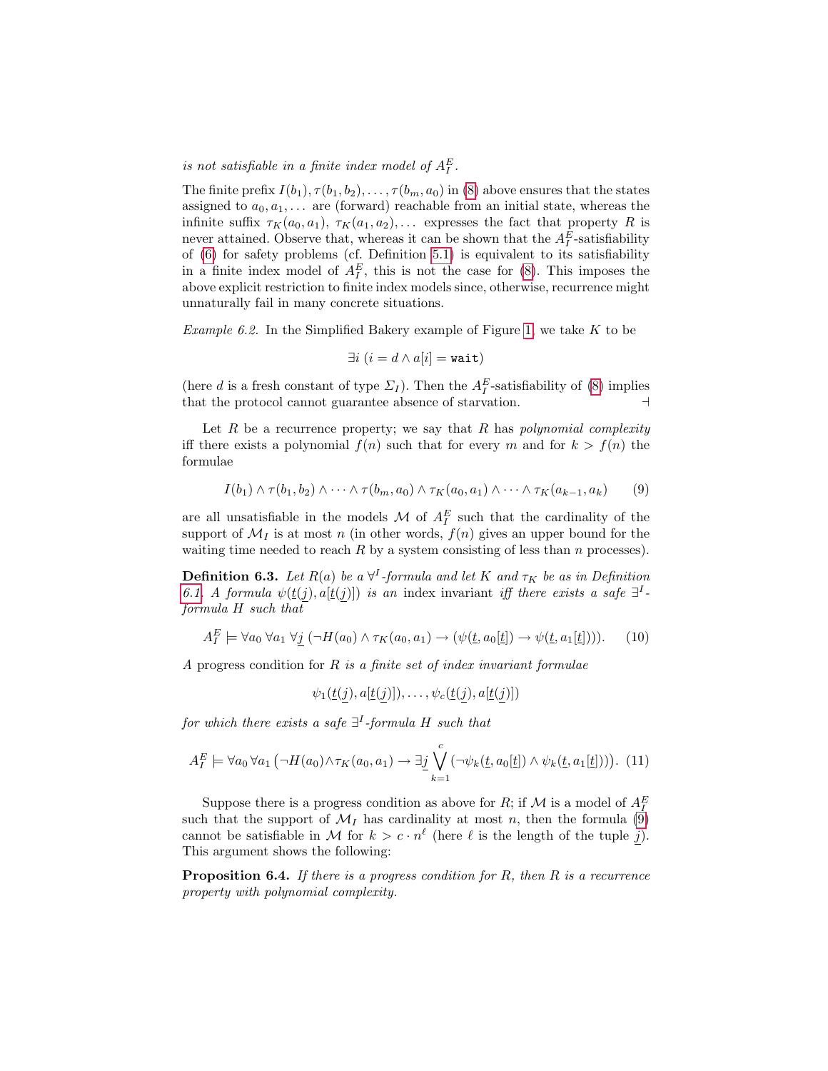*is not satisfiable in a finite index model of $A_I^E$.*

The finite prefix $I(b_1), \tau(b_1, b_2), \ldots, \tau(b_m, a_0)$ in (8) above ensures that the states assigned to $a_0, a_1, \ldots$ are (forward) reachable from an initial state, whereas the infinite suffix $\tau_K(a_0, a_1)$, $\tau_K(a_1, a_2), \ldots$ expresses the fact that property $R$ is never attained. Observe that, whereas it can be shown that the $A_I^E$-satisfiability of (6) for safety problems (cf. Definition 5.1) is equivalent to its satisfiability in a finite index model of $A_I^E$, this is not the case for (8). This imposes the above explicit restriction to finite index models since, otherwise, recurrence might unnaturally fail in many concrete situations.

*Example 6.2.* In the Simplified Bakery example of Figure 1, we take $K$ to be

$$\exists i \; (i = d \wedge a[i] = \texttt{wait})$$

(here $d$ is a fresh constant of type $\Sigma_I$). Then the $A_I^E$-satisfiability of (8) implies that the protocol cannot guarantee absence of starvation. ⊣

Let $R$ be a recurrence property; we say that $R$ has *polynomial complexity* iff there exists a polynomial $f(n)$ such that for every $m$ and for $k > f(n)$ the formulae

$$I(b_1) \wedge \tau(b_1, b_2) \wedge \cdots \wedge \tau(b_m, a_0) \wedge \tau_K(a_0, a_1) \wedge \cdots \wedge \tau_K(a_{k-1}, a_k) \qquad (9)$$

are all unsatisfiable in the models $\mathcal{M}$ of $A_I^E$ such that the cardinality of the support of $\mathcal{M}_I$ is at most $n$ (in other words, $f(n)$ gives an upper bound for the waiting time needed to reach $R$ by a system consisting of less than $n$ processes).

**Definition 6.3.** *Let $R(a)$ be a $\forall^I$-formula and let $K$ and $\tau_K$ be as in Definition 6.1. A formula $\psi(\underline{t}(\underline{j}), a[\underline{t}(\underline{j})])$ is an* index invariant *iff there exists a safe $\exists^I$-formula $H$ such that*

$$A_I^E \models \forall a_0 \, \forall a_1 \, \forall \underline{j} \; (\neg H(a_0) \wedge \tau_K(a_0, a_1) \rightarrow (\psi(\underline{t}, a_0[\underline{t}]) \rightarrow \psi(\underline{t}, a_1[\underline{t}]))). \qquad (10)$$

*A* progress condition *for $R$ is a finite set of index invariant formulae*

$$\psi_1(\underline{t}(\underline{j}), a[\underline{t}(\underline{j})]), \ldots, \psi_c(\underline{t}(\underline{j}), a[\underline{t}(\underline{j})])$$

*for which there exists a safe $\exists^I$-formula $H$ such that*

$$A_I^E \models \forall a_0 \, \forall a_1 \left( \neg H(a_0) \wedge \tau_K(a_0, a_1) \rightarrow \exists \underline{j} \bigvee_{k=1}^{c} (\neg \psi_k(\underline{t}, a_0[\underline{t}]) \wedge \psi_k(\underline{t}, a_1[\underline{t}])) \right). \quad (11)$$

Suppose there is a progress condition as above for $R$; if $\mathcal{M}$ is a model of $A_I^E$ such that the support of $\mathcal{M}_I$ has cardinality at most $n$, then the formula (9) cannot be satisfiable in $\mathcal{M}$ for $k > c \cdot n^{\ell}$ (here $\ell$ is the length of the tuple $\underline{j}$). This argument shows the following:

**Proposition 6.4.** *If there is a progress condition for $R$, then $R$ is a recurrence property with polynomial complexity.*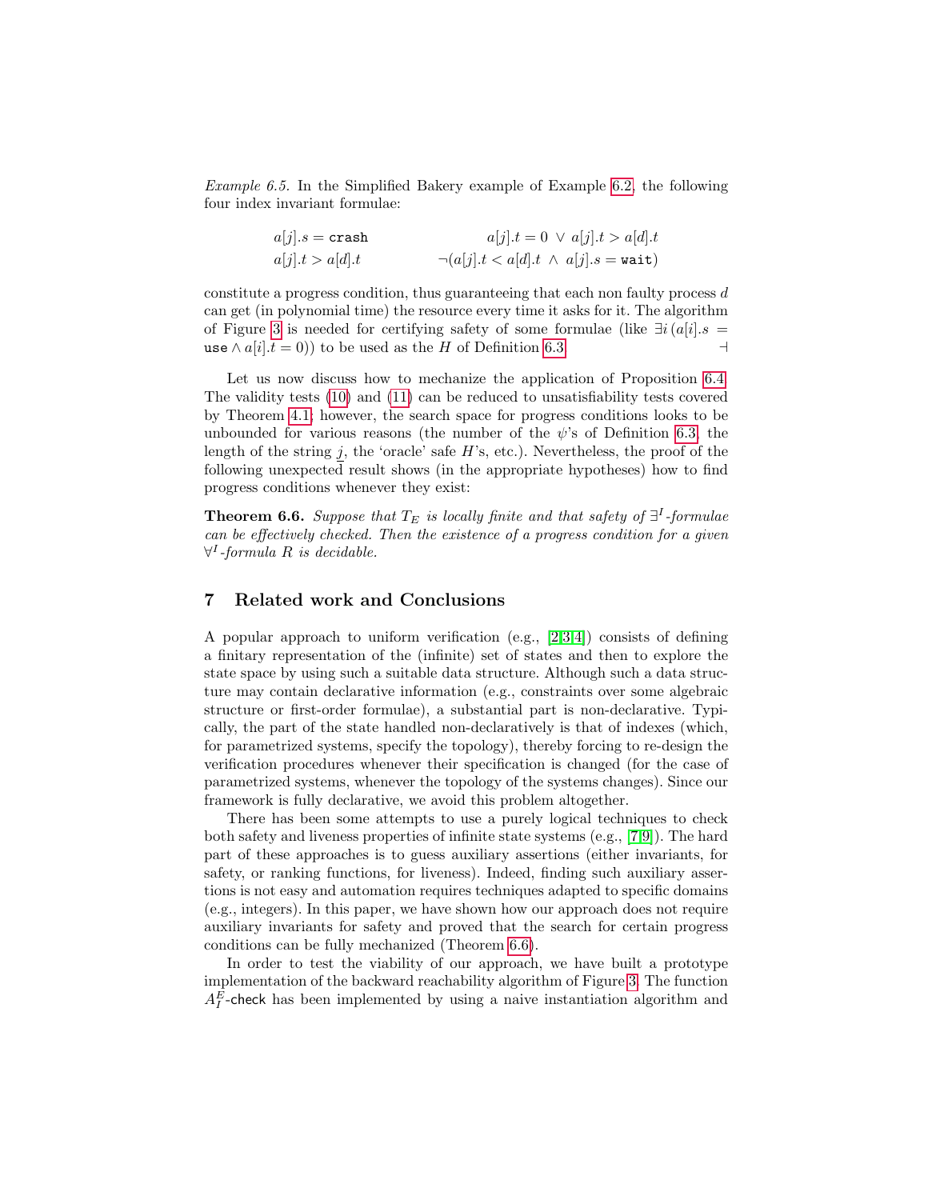*Example 6.5.* In the Simplified Bakery example of Example 6.2, the following four index invariant formulae:

$$
\begin{array}{ll}
a[j].s = \texttt{crash} & a[j].t = 0 \;\vee\; a[j].t > a[d].t \\
a[j].t > a[d].t & \neg(a[j].t < a[d].t \;\wedge\; a[j].s = \texttt{wait})
\end{array}
$$

constitute a progress condition, thus guaranteeing that each non faulty process $d$ can get (in polynomial time) the resource every time it asks for it. The algorithm of Figure 3 is needed for certifying safety of some formulae (like $\exists i\,(a[i].s = \texttt{use} \wedge a[i].t = 0))$ to be used as the $H$ of Definition 6.3. ⊣

Let us now discuss how to mechanize the application of Proposition 6.4. The validity tests (10) and (11) can be reduced to unsatisfiability tests covered by Theorem 4.1; however, the search space for progress conditions looks to be unbounded for various reasons (the number of the $\psi$'s of Definition 6.3, the length of the string $j$, the 'oracle' safe $H$'s, etc.). Nevertheless, the proof of the following unexpected result shows (in the appropriate hypotheses) how to find progress conditions whenever they exist:

**Theorem 6.6.** *Suppose that $T_E$ is locally finite and that safety of $\exists^I$-formulae can be effectively checked. Then the existence of a progress condition for a given $\forall^I$-formula $R$ is decidable.*

## 7 Related work and Conclusions

A popular approach to uniform verification (e.g., [2,3,4]) consists of defining a finitary representation of the (infinite) set of states and then to explore the state space by using such a suitable data structure. Although such a data structure may contain declarative information (e.g., constraints over some algebraic structure or first-order formulae), a substantial part is non-declarative. Typically, the part of the state handled non-declaratively is that of indexes (which, for parametrized systems, specify the topology), thereby forcing to re-design the verification procedures whenever their specification is changed (for the case of parametrized systems, whenever the topology of the systems changes). Since our framework is fully declarative, we avoid this problem altogether.

There has been some attempts to use a purely logical techniques to check both safety and liveness properties of infinite state systems (e.g., [7,9]). The hard part of these approaches is to guess auxiliary assertions (either invariants, for safety, or ranking functions, for liveness). Indeed, finding such auxiliary assertions is not easy and automation requires techniques adapted to specific domains (e.g., integers). In this paper, we have shown how our approach does not require auxiliary invariants for safety and proved that the search for certain progress conditions can be fully mechanized (Theorem 6.6).

In order to test the viability of our approach, we have built a prototype implementation of the backward reachability algorithm of Figure 3. The function $A_I^E$-check has been implemented by using a naive instantiation algorithm and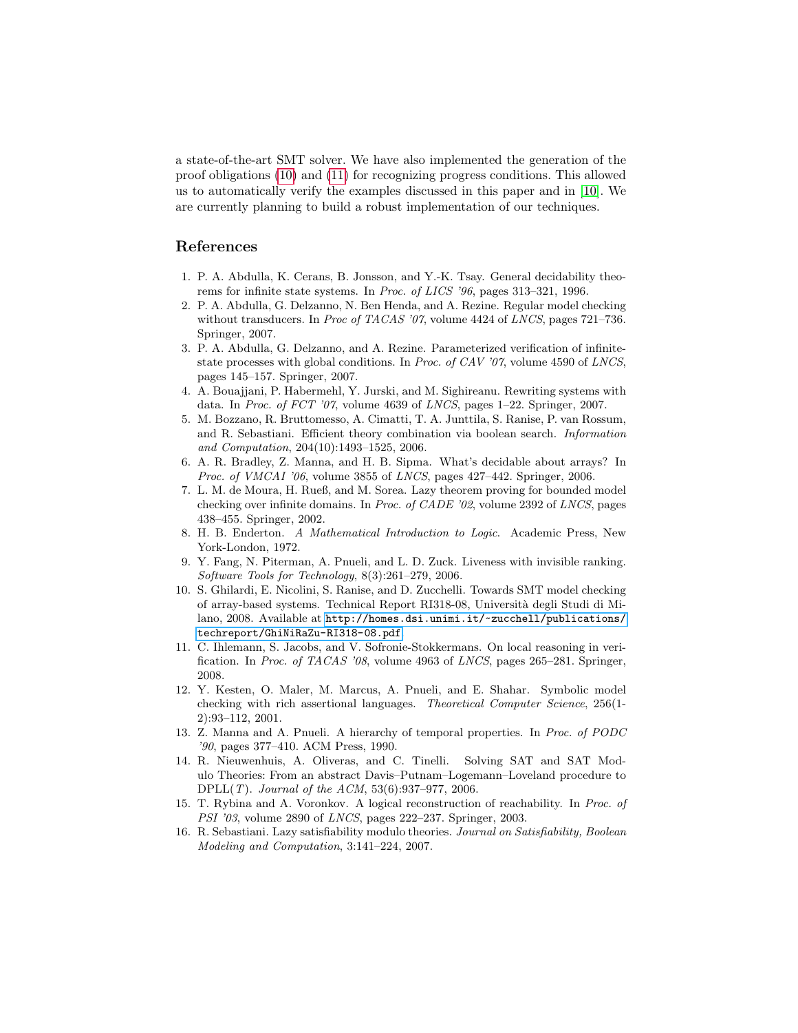a state-of-the-art SMT solver. We have also implemented the generation of the proof obligations (10) and (11) for recognizing progress conditions. This allowed us to automatically verify the examples discussed in this paper and in [10]. We are currently planning to build a robust implementation of our techniques.

## References

1. P. A. Abdulla, K. Cerans, B. Jonsson, and Y.-K. Tsay. General decidability theorems for infinite state systems. In *Proc. of LICS '96*, pages 313–321, 1996.
2. P. A. Abdulla, G. Delzanno, N. Ben Henda, and A. Rezine. Regular model checking without transducers. In *Proc of TACAS '07*, volume 4424 of *LNCS*, pages 721–736. Springer, 2007.
3. P. A. Abdulla, G. Delzanno, and A. Rezine. Parameterized verification of infinite-state processes with global conditions. In *Proc. of CAV '07*, volume 4590 of *LNCS*, pages 145–157. Springer, 2007.
4. A. Bouajjani, P. Habermehl, Y. Jurski, and M. Sighireanu. Rewriting systems with data. In *Proc. of FCT '07*, volume 4639 of *LNCS*, pages 1–22. Springer, 2007.
5. M. Bozzano, R. Bruttomesso, A. Cimatti, T. A. Junttila, S. Ranise, P. van Rossum, and R. Sebastiani. Efficient theory combination via boolean search. *Information and Computation*, 204(10):1493–1525, 2006.
6. A. R. Bradley, Z. Manna, and H. B. Sipma. What's decidable about arrays? In *Proc. of VMCAI '06*, volume 3855 of *LNCS*, pages 427–442. Springer, 2006.
7. L. M. de Moura, H. Rueß, and M. Sorea. Lazy theorem proving for bounded model checking over infinite domains. In *Proc. of CADE '02*, volume 2392 of *LNCS*, pages 438–455. Springer, 2002.
8. H. B. Enderton. *A Mathematical Introduction to Logic*. Academic Press, New York-London, 1972.
9. Y. Fang, N. Piterman, A. Pnueli, and L. D. Zuck. Liveness with invisible ranking. *Software Tools for Technology*, 8(3):261–279, 2006.
10. S. Ghilardi, E. Nicolini, S. Ranise, and D. Zucchelli. Towards SMT model checking of array-based systems. Technical Report RI318-08, Università degli Studi di Milano, 2008. Available at `http://homes.dsi.unimi.it/~zucchell/publications/techreport/GhiNiRaZu-RI318-08.pdf`.
11. C. Ihlemann, S. Jacobs, and V. Sofronie-Stokkermans. On local reasoning in verification. In *Proc. of TACAS '08*, volume 4963 of *LNCS*, pages 265–281. Springer, 2008.
12. Y. Kesten, O. Maler, M. Marcus, A. Pnueli, and E. Shahar. Symbolic model checking with rich assertional languages. *Theoretical Computer Science*, 256(1-2):93–112, 2001.
13. Z. Manna and A. Pnueli. A hierarchy of temporal properties. In *Proc. of PODC '90*, pages 377–410. ACM Press, 1990.
14. R. Nieuwenhuis, A. Oliveras, and C. Tinelli. Solving SAT and SAT Modulo Theories: From an abstract Davis–Putnam–Logemann–Loveland procedure to DPLL($T$). *Journal of the ACM*, 53(6):937–977, 2006.
15. T. Rybina and A. Voronkov. A logical reconstruction of reachability. In *Proc. of PSI '03*, volume 2890 of *LNCS*, pages 222–237. Springer, 2003.
16. R. Sebastiani. Lazy satisfiability modulo theories. *Journal on Satisfiability, Boolean Modeling and Computation*, 3:141–224, 2007.